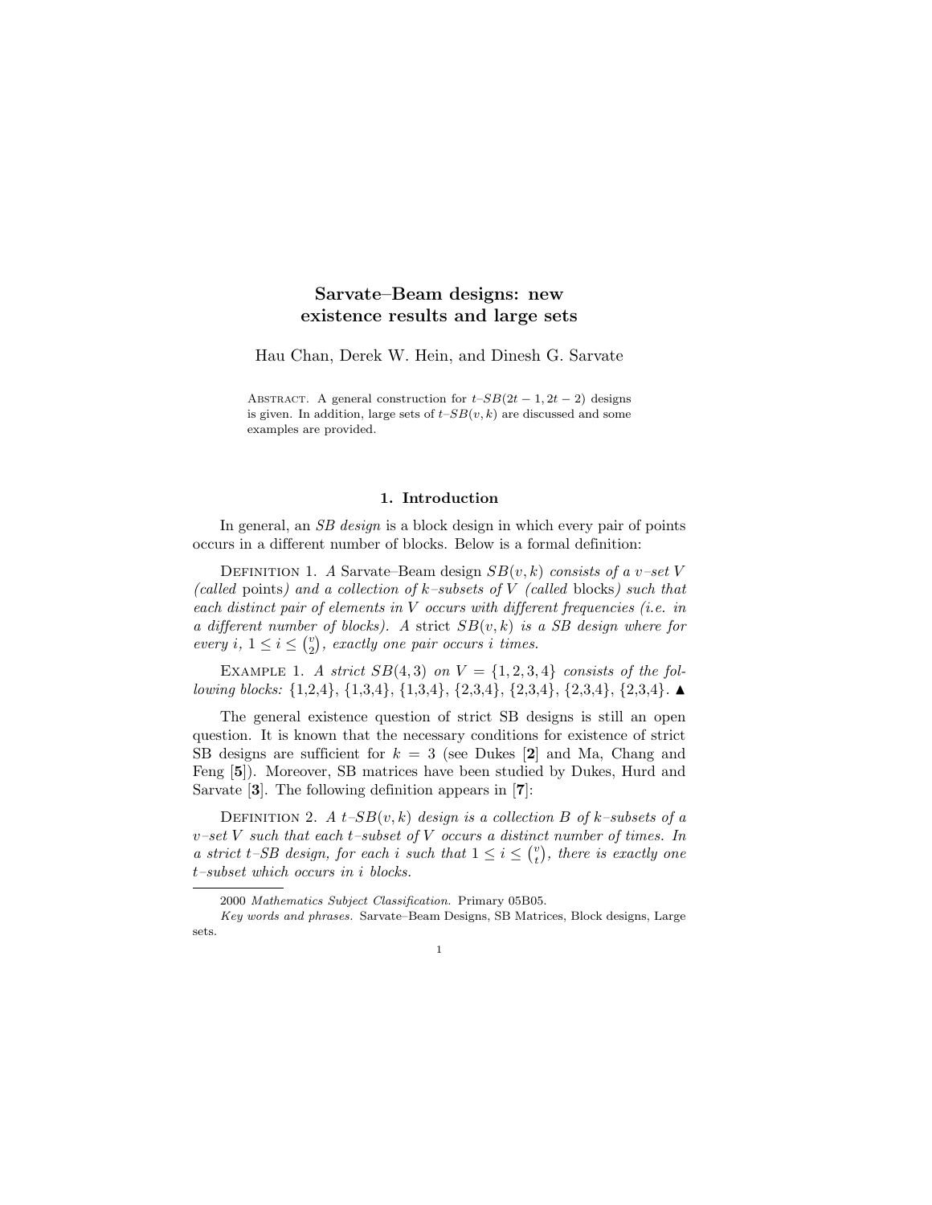# Sarvate–Beam designs: new existence results and large sets

Hau Chan, Derek W. Hein, and Dinesh G. Sarvate

Abstract. A general construction for $t$–$SB(2t-1, 2t-2)$ designs is given. In addition, large sets of $t$–$SB(v,k)$ are discussed and some examples are provided.

## 1. Introduction

In general, an *SB design* is a block design in which every pair of points occurs in a different number of blocks. Below is a formal definition:

Definition 1. *A* Sarvate–Beam design $SB(v,k)$ *consists of a v–set V (called* points*) and a collection of k–subsets of V (called* blocks*) such that each distinct pair of elements in V occurs with different frequencies (i.e. in a different number of blocks). A* strict $SB(v,k)$ *is a SB design where for every i,* $1 \leq i \leq \binom{v}{2}$*, exactly one pair occurs i times.*

Example 1. *A strict* $SB(4,3)$ *on* $V = \{1,2,3,4\}$ *consists of the following blocks:* {1,2,4}, {1,3,4}, {1,3,4}, {2,3,4}, {2,3,4}, {2,3,4}, {2,3,4}. ▲

The general existence question of strict SB designs is still an open question. It is known that the necessary conditions for existence of strict SB designs are sufficient for $k = 3$ (see Dukes [**2**] and Ma, Chang and Feng [**5**]). Moreover, SB matrices have been studied by Dukes, Hurd and Sarvate [**3**]. The following definition appears in [**7**]:

Definition 2. *A* $t$–$SB(v,k)$ *design is a collection B of k–subsets of a v–set V such that each t–subset of V occurs a distinct number of times. In a strict t–SB design, for each i such that* $1 \leq i \leq \binom{v}{t}$*, there is exactly one t–subset which occurs in i blocks.*

---

2000 *Mathematics Subject Classification.* Primary 05B05.

*Key words and phrases.* Sarvate–Beam Designs, SB Matrices, Block designs, Large sets.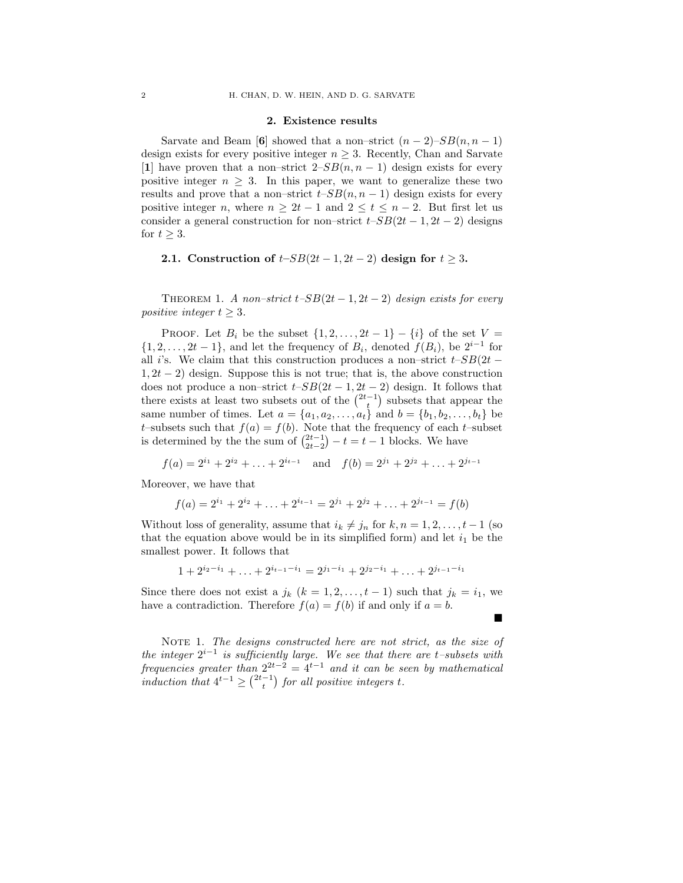## 2. Existence results

Sarvate and Beam [**6**] showed that a non–strict $(n-2)$–$SB(n, n-1)$ design exists for every positive integer $n \geq 3$. Recently, Chan and Sarvate [**1**] have proven that a non–strict $2$–$SB(n, n-1)$ design exists for every positive integer $n \geq 3$. In this paper, we want to generalize these two results and prove that a non–strict $t$–$SB(n, n-1)$ design exists for every positive integer $n$, where $n \geq 2t-1$ and $2 \leq t \leq n-2$. But first let us consider a general construction for non–strict $t$–$SB(2t-1, 2t-2)$ designs for $t \geq 3$.

### 2.1. Construction of $t$–$SB(2t-1, 2t-2)$ design for $t \geq 3$.

Theorem 1. *A non–strict $t$–$SB(2t-1, 2t-2)$ design exists for every positive integer $t \geq 3$.*

Proof. Let $B_i$ be the subset $\{1, 2, \ldots, 2t-1\} - \{i\}$ of the set $V = \{1, 2, \ldots, 2t-1\}$, and let the frequency of $B_i$, denoted $f(B_i)$, be $2^{i-1}$ for all $i$'s. We claim that this construction produces a non–strict $t$–$SB(2t-1, 2t-2)$ design. Suppose this is not true; that is, the above construction does not produce a non–strict $t$–$SB(2t-1, 2t-2)$ design. It follows that there exists at least two subsets out of the $\binom{2t-1}{t}$ subsets that appear the same number of times. Let $a = \{a_1, a_2, \ldots, a_t\}$ and $b = \{b_1, b_2, \ldots, b_t\}$ be $t$–subsets such that $f(a) = f(b)$. Note that the frequency of each $t$–subset is determined by the the sum of $\binom{2t-1}{2t-2} - t = t-1$ blocks. We have

$$f(a) = 2^{i_1} + 2^{i_2} + \ldots + 2^{i_{t-1}} \quad \text{and} \quad f(b) = 2^{j_1} + 2^{j_2} + \ldots + 2^{j_{t-1}}$$

Moreover, we have that

$$f(a) = 2^{i_1} + 2^{i_2} + \ldots + 2^{i_{t-1}} = 2^{j_1} + 2^{j_2} + \ldots + 2^{j_{t-1}} = f(b)$$

Without loss of generality, assume that $i_k \neq j_n$ for $k, n = 1, 2, \ldots, t-1$ (so that the equation above would be in its simplified form) and let $i_1$ be the smallest power. It follows that

$$1 + 2^{i_2 - i_1} + \ldots + 2^{i_{t-1} - i_1} = 2^{j_1 - i_1} + 2^{j_2 - i_1} + \ldots + 2^{j_{t-1} - i_1}$$

Since there does not exist a $j_k$ $(k = 1, 2, \ldots, t-1)$ such that $j_k = i_1$, we have a contradiction. Therefore $f(a) = f(b)$ if and only if $a = b$.

∎

Note 1. *The designs constructed here are not strict, as the size of the integer $2^{i-1}$ is sufficiently large. We see that there are $t$–subsets with frequencies greater than $2^{2t-2} = 4^{t-1}$ and it can be seen by mathematical induction that $4^{t-1} \geq \binom{2t-1}{t}$ for all positive integers $t$.*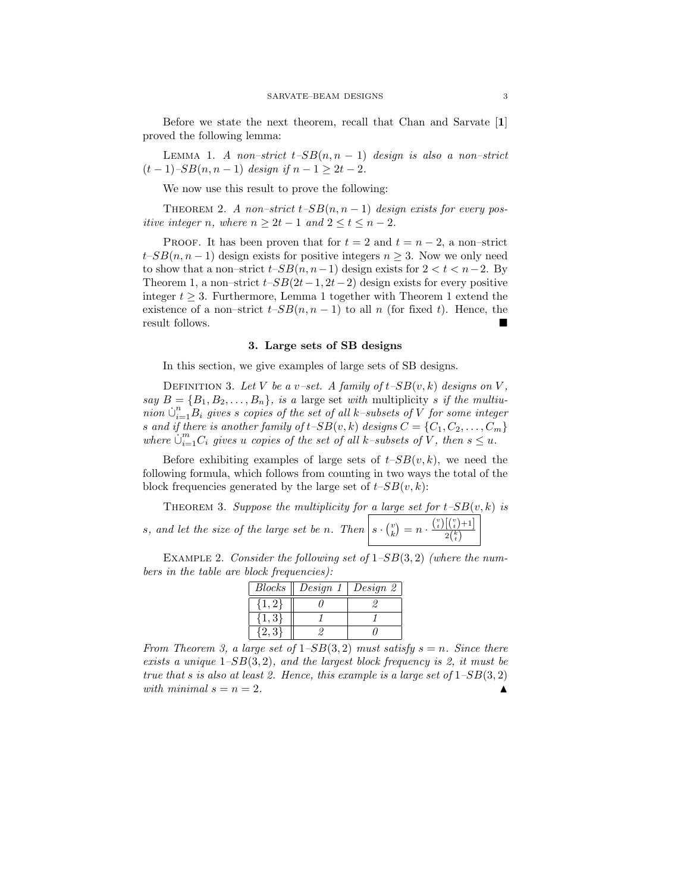Before we state the next theorem, recall that Chan and Sarvate [**1**] proved the following lemma:

Lemma 1. *A non–strict $t$–$SB(n, n-1)$ design is also a non–strict $(t-1)$–$SB(n, n-1)$ design if $n - 1 \geq 2t - 2$.*

We now use this result to prove the following:

Theorem 2. *A non–strict $t$–$SB(n, n-1)$ design exists for every positive integer $n$, where $n \geq 2t - 1$ and $2 \leq t \leq n - 2$.*

Proof. It has been proven that for $t = 2$ and $t = n - 2$, a non–strict $t$–$SB(n, n-1)$ design exists for positive integers $n \geq 3$. Now we only need to show that a non–strict $t$–$SB(n, n-1)$ design exists for $2 < t < n-2$. By Theorem 1, a non–strict $t$–$SB(2t-1, 2t-2)$ design exists for every positive integer $t \geq 3$. Furthermore, Lemma 1 together with Theorem 1 extend the existence of a non–strict $t$–$SB(n, n-1)$ to all $n$ (for fixed $t$). Hence, the result follows. ■

## 3. Large sets of SB designs

In this section, we give examples of large sets of SB designs.

Definition 3. *Let $V$ be a $v$–set. A family of $t$–$SB(v, k)$ designs on $V$, say $B = \{B_1, B_2, \ldots, B_n\}$, is a* large set *with* multiplicity $s$ *if the multiunion $\dot\cup_{i=1}^{n} B_i$ gives $s$ copies of the set of all $k$–subsets of $V$ for some integer $s$ and if there is another family of $t$–$SB(v, k)$ designs $C = \{C_1, C_2, \ldots, C_m\}$ where $\dot\cup_{i=1}^{m} C_i$ gives $u$ copies of the set of all $k$–subsets of $V$, then $s \leq u$.*

Before exhibiting examples of large sets of $t$–$SB(v, k)$, we need the following formula, which follows from counting in two ways the total of the block frequencies generated by the large set of $t$–$SB(v, k)$:

Theorem 3. *Suppose the multiplicity for a large set for $t$–$SB(v, k)$ is $s$, and let the size of the large set be $n$. Then* $\boxed{s \cdot \binom{v}{k} = n \cdot \frac{\binom{v}{t}\left[\binom{v}{t}+1\right]}{2\binom{k}{t}}}$

Example 2. *Consider the following set of $1$–$SB(3, 2)$ (where the numbers in the table are block frequencies):*

| *Blocks* | *Design 1* | *Design 2* |
|---|---|---|
| $\{1, 2\}$ | *0* | *2* |
| $\{1, 3\}$ | *1* | *1* |
| $\{2, 3\}$ | *2* | *0* |

*From Theorem 3, a large set of $1$–$SB(3, 2)$ must satisfy $s = n$. Since there exists a unique $1$–$SB(3, 2)$, and the largest block frequency is 2, it must be true that $s$ is also at least 2. Hence, this example is a large set of $1$–$SB(3, 2)$ with minimal $s = n = 2$.* ▲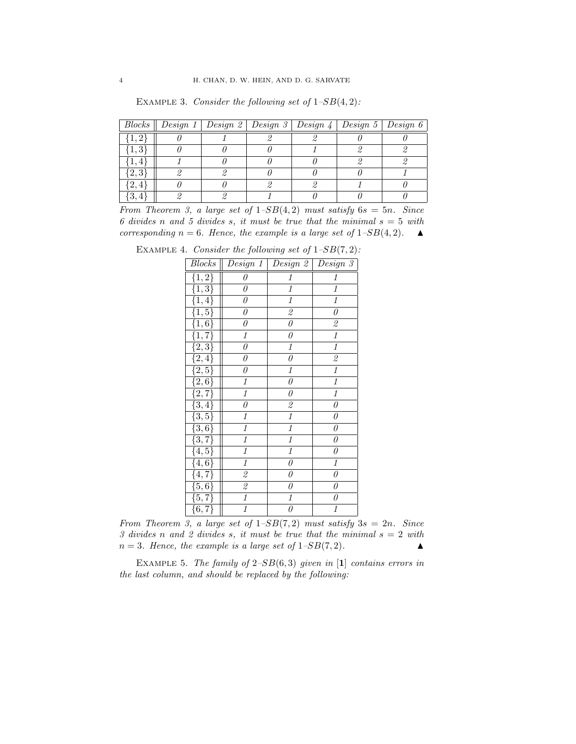Example 3. *Consider the following set of 1–$SB(4,2)$:*

| *Blocks* | *Design 1* | *Design 2* | *Design 3* | *Design 4* | *Design 5* | *Design 6* |
|---|---|---|---|---|---|---|
| $\{1,2\}$ | *0* | *1* | *2* | *2* | *0* | *0* |
| $\{1,3\}$ | *0* | *0* | *0* | *1* | *2* | *2* |
| $\{1,4\}$ | *1* | *0* | *0* | *0* | *2* | *2* |
| $\{2,3\}$ | *2* | *2* | *0* | *0* | *0* | *1* |
| $\{2,4\}$ | *0* | *0* | *2* | *2* | *1* | *0* |
| $\{3,4\}$ | *2* | *2* | *1* | *0* | *0* | *0* |

*From Theorem 3, a large set of 1–$SB(4,2)$ must satisfy $6s = 5n$. Since 6 divides n and 5 divides s, it must be true that the minimal $s = 5$ with corresponding $n = 6$. Hence, the example is a large set of 1–$SB(4,2)$.* ▲

Example 4. *Consider the following set of 1–$SB(7,2)$:*

| *Blocks* | *Design 1* | *Design 2* | *Design 3* |
|---|---|---|---|
| $\{1,2\}$ | *0* | *1* | *1* |
| $\{1,3\}$ | *0* | *1* | *1* |
| $\{1,4\}$ | *0* | *1* | *1* |
| $\{1,5\}$ | *0* | *2* | *0* |
| $\{1,6\}$ | *0* | *0* | *2* |
| $\{1,7\}$ | *1* | *0* | *1* |
| $\{2,3\}$ | *0* | *1* | *1* |
| $\{2,4\}$ | *0* | *0* | *2* |
| $\{2,5\}$ | *0* | *1* | *1* |
| $\{2,6\}$ | *1* | *0* | *1* |
| $\{2,7\}$ | *1* | *0* | *1* |
| $\{3,4\}$ | *0* | *2* | *0* |
| $\{3,5\}$ | *1* | *1* | *0* |
| $\{3,6\}$ | *1* | *1* | *0* |
| $\{3,7\}$ | *1* | *1* | *0* |
| $\{4,5\}$ | *1* | *1* | *0* |
| $\{4,6\}$ | *1* | *0* | *1* |
| $\{4,7\}$ | *2* | *0* | *0* |
| $\{5,6\}$ | *2* | *0* | *0* |
| $\{5,7\}$ | *1* | *1* | *0* |
| $\{6,7\}$ | *1* | *0* | *1* |

*From Theorem 3, a large set of 1–$SB(7,2)$ must satisfy $3s = 2n$. Since 3 divides n and 2 divides s, it must be true that the minimal $s = 2$ with $n = 3$. Hence, the example is a large set of 1–$SB(7,2)$.* ▲

Example 5. *The family of 2–$SB(6,3)$ given in* [**1**] *contains errors in the last column, and should be replaced by the following:*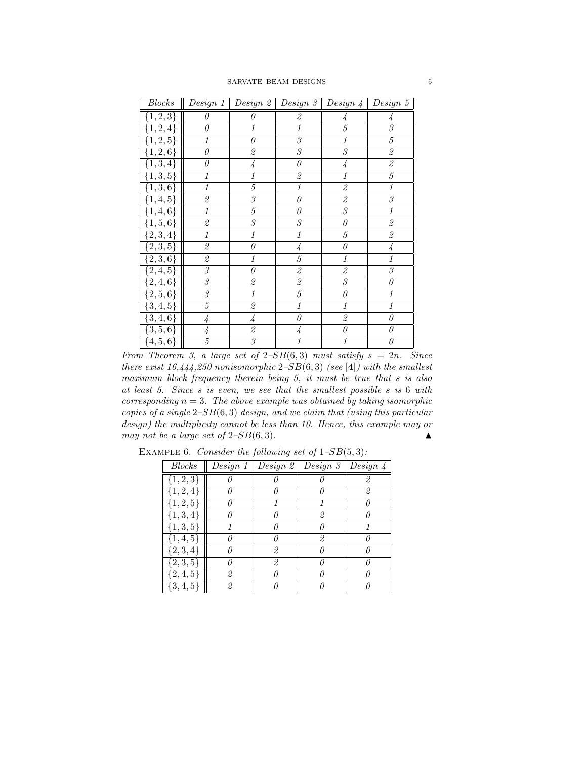| *Blocks* | *Design 1* | *Design 2* | *Design 3* | *Design 4* | *Design 5* |
|---|---|---|---|---|---|
| $\{1,2,3\}$ | *0* | *0* | *2* | *4* | *4* |
| $\{1,2,4\}$ | *0* | *1* | *1* | *5* | *3* |
| $\{1,2,5\}$ | *1* | *0* | *3* | *1* | *5* |
| $\{1,2,6\}$ | *0* | *2* | *3* | *3* | *2* |
| $\{1,3,4\}$ | *0* | *4* | *0* | *4* | *2* |
| $\{1,3,5\}$ | *1* | *1* | *2* | *1* | *5* |
| $\{1,3,6\}$ | *1* | *5* | *1* | *2* | *1* |
| $\{1,4,5\}$ | *2* | *3* | *0* | *2* | *3* |
| $\{1,4,6\}$ | *1* | *5* | *0* | *3* | *1* |
| $\{1,5,6\}$ | *2* | *3* | *3* | *0* | *2* |
| $\{2,3,4\}$ | *1* | *1* | *1* | *5* | *2* |
| $\{2,3,5\}$ | *2* | *0* | *4* | *0* | *4* |
| $\{2,3,6\}$ | *2* | *1* | *5* | *1* | *1* |
| $\{2,4,5\}$ | *3* | *0* | *2* | *2* | *3* |
| $\{2,4,6\}$ | *3* | *2* | *2* | *3* | *0* |
| $\{2,5,6\}$ | *3* | *1* | *5* | *0* | *1* |
| $\{3,4,5\}$ | *5* | *2* | *1* | *1* | *1* |
| $\{3,4,6\}$ | *4* | *4* | *0* | *2* | *0* |
| $\{3,5,6\}$ | *4* | *2* | *4* | *0* | *0* |
| $\{4,5,6\}$ | *5* | *3* | *1* | *1* | *0* |

*From Theorem 3, a large set of $2$–$SB(6,3)$ must satisfy $s = 2n$. Since there exist 16,444,250 nonisomorphic $2$–$SB(6,3)$ (see* [**4**]*) with the smallest maximum block frequency therein being 5, it must be true that s is also at least 5. Since s is even, we see that the smallest possible s is 6 with corresponding $n = 3$. The above example was obtained by taking isomorphic copies of a single $2$–$SB(6,3)$ design, and we claim that (using this particular design) the multiplicity cannot be less than 10. Hence, this example may or may not be a large set of $2$–$SB(6,3)$.* ▲

Example 6. *Consider the following set of $1$–$SB(5,3)$:*

| *Blocks* | *Design 1* | *Design 2* | *Design 3* | *Design 4* |
|---|---|---|---|---|
| $\{1,2,3\}$ | *0* | *0* | *0* | *2* |
| $\{1,2,4\}$ | *0* | *0* | *0* | *2* |
| $\{1,2,5\}$ | *0* | *1* | *1* | *0* |
| $\{1,3,4\}$ | *0* | *0* | *2* | *0* |
| $\{1,3,5\}$ | *1* | *0* | *0* | *1* |
| $\{1,4,5\}$ | *0* | *0* | *2* | *0* |
| $\{2,3,4\}$ | *0* | *2* | *0* | *0* |
| $\{2,3,5\}$ | *0* | *2* | *0* | *0* |
| $\{2,4,5\}$ | *2* | *0* | *0* | *0* |
| $\{3,4,5\}$ | *2* | *0* | *0* | *0* |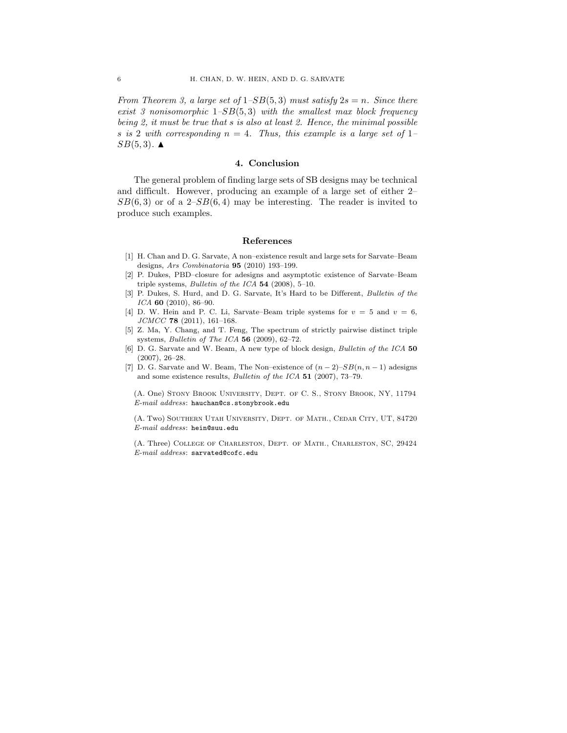*From Theorem 3, a large set of $1$–$SB(5,3)$ must satisfy $2s = n$. Since there exist 3 nonisomorphic $1$–$SB(5,3)$ with the smallest max block frequency being 2, it must be true that $s$ is also at least 2. Hence, the minimal possible $s$ is 2 with corresponding $n = 4$. Thus, this example is a large set of $1$–$SB(5,3)$.* ▲

## 4. Conclusion

The general problem of finding large sets of SB designs may be technical and difficult. However, producing an example of a large set of either $2$–$SB(6,3)$ or of a $2$–$SB(6,4)$ may be interesting. The reader is invited to produce such examples.

## References

[1] H. Chan and D. G. Sarvate, A non–existence result and large sets for Sarvate–Beam designs, *Ars Combinatoria* **95** (2010) 193–199.

[2] P. Dukes, PBD–closure for adesigns and asymptotic existence of Sarvate–Beam triple systems, *Bulletin of the ICA* **54** (2008), 5–10.

[3] P. Dukes, S. Hurd, and D. G. Sarvate, It's Hard to be Different, *Bulletin of the ICA* **60** (2010), 86–90.

[4] D. W. Hein and P. C. Li, Sarvate–Beam triple systems for $v = 5$ and $v = 6$, *JCMCC* **78** (2011), 161–168.

[5] Z. Ma, Y. Chang, and T. Feng, The spectrum of strictly pairwise distinct triple systems, *Bulletin of The ICA* **56** (2009), 62–72.

[6] D. G. Sarvate and W. Beam, A new type of block design, *Bulletin of the ICA* **50** (2007), 26–28.

[7] D. G. Sarvate and W. Beam, The Non–existence of $(n-2)$–$SB(n, n-1)$ adesigns and some existence results, *Bulletin of the ICA* **51** (2007), 73–79.

(A. One) Stony Brook University, Dept. of C. S., Stony Brook, NY, 11794
*E-mail address*: hauchan@cs.stonybrook.edu

(A. Two) Southern Utah University, Dept. of Math., Cedar City, UT, 84720
*E-mail address*: hein@suu.edu

(A. Three) College of Charleston, Dept. of Math., Charleston, SC, 29424
*E-mail address*: sarvated@cofc.edu